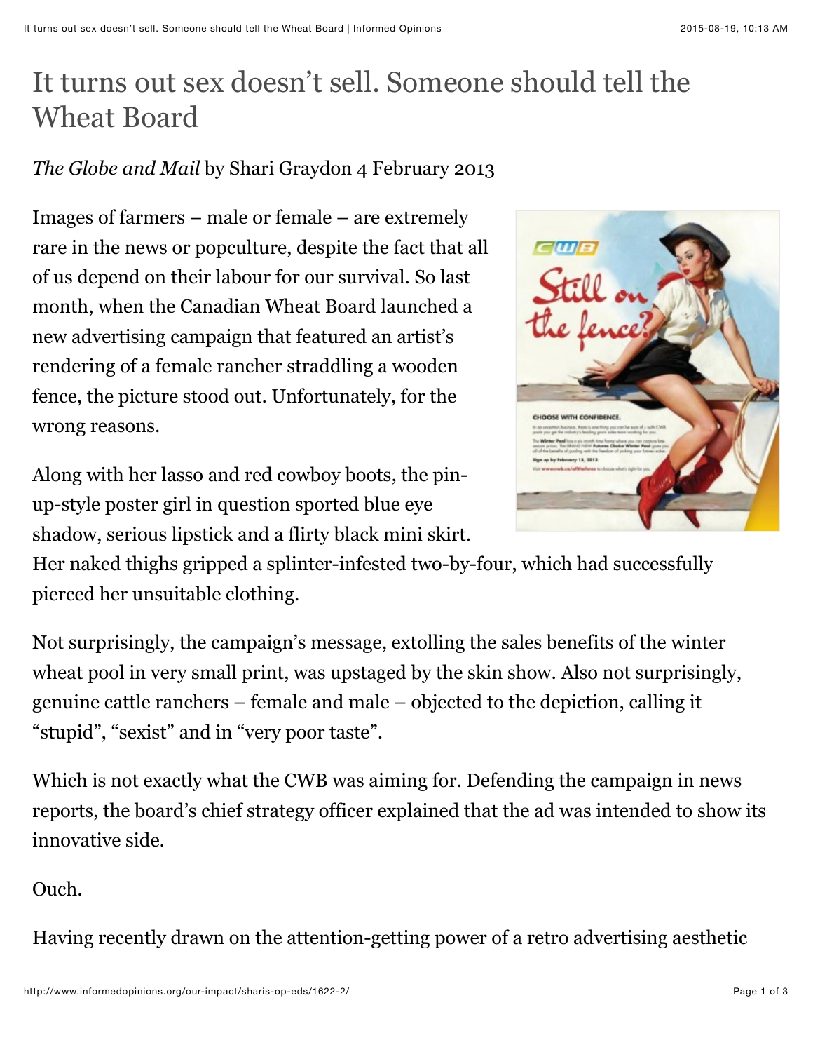# It turns out sex doesn't sell. Someone should tell the Wheat Board

*The Globe and Mail* by Shari Graydon 4 February 2013

Images of farmers – male or female – are extremely rare in the news or popculture, despite the fact that all of us depend on their labour for our survival. So last month, when the Canadian Wheat Board launched a new advertising campaign that featured an artist's rendering of a female rancher straddling a wooden fence, the picture stood out. Unfortunately, for the wrong reasons.

Along with her lasso and red cowboy boots, the pin-up-style poster girl in question sported blue eye shadow, serious lipstick and a flirty black mini skirt. Her naked thighs gripped a splinter-infested two-by-four, which had successfully pierced her unsuitable clothing.

Not surprisingly, the campaign's message, extolling the sales benefits of the winter wheat pool in very small print, was upstaged by the skin show. Also not surprisingly, genuine cattle ranchers – female and male – objected to the depiction, calling it "stupid", "sexist" and in "very poor taste".

Which is not exactly what the CWB was aiming for. Defending the campaign in news reports, the board's chief strategy officer explained that the ad was intended to show its innovative side.

Ouch.

Having recently drawn on the attention-getting power of a retro advertising aesthetic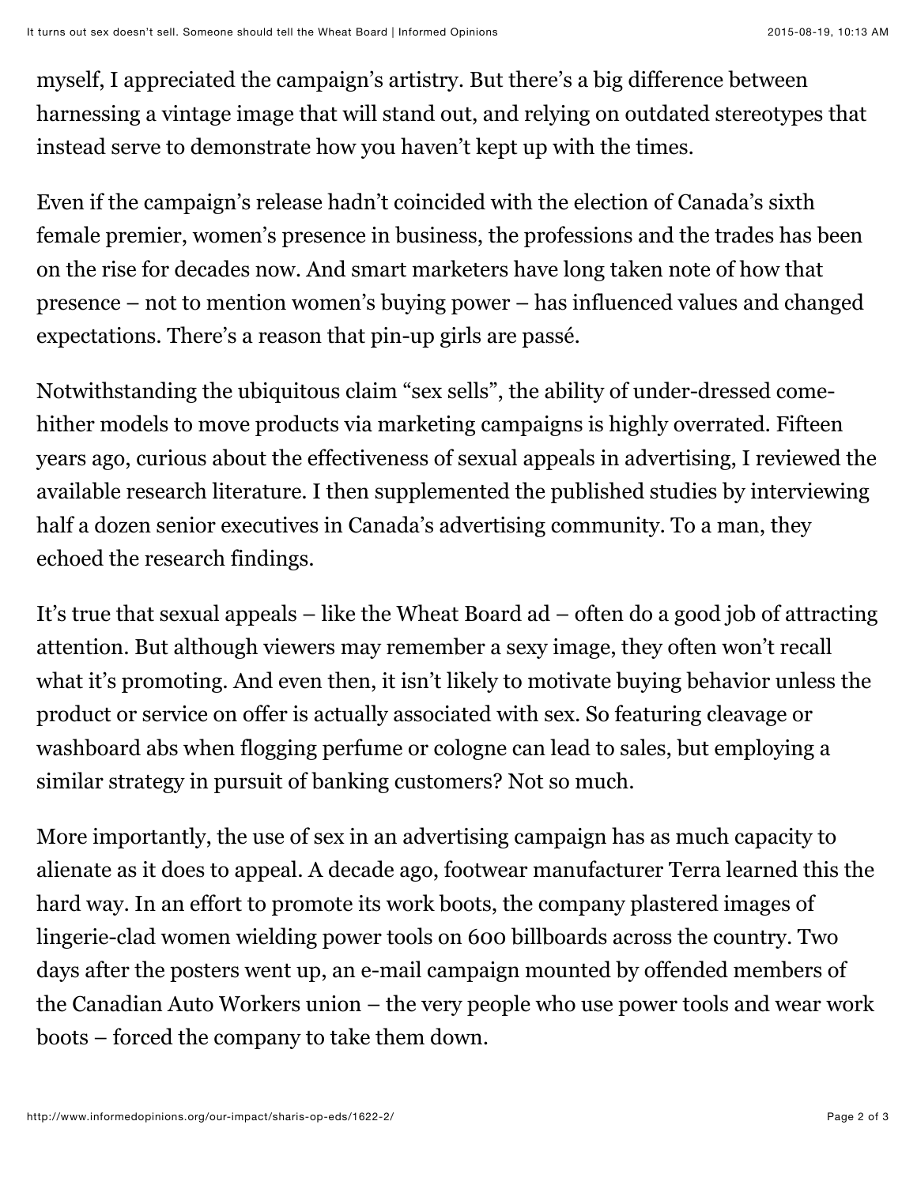myself, I appreciated the campaign's artistry. But there's a big difference between harnessing a vintage image that will stand out, and relying on outdated stereotypes that instead serve to demonstrate how you haven't kept up with the times.

Even if the campaign's release hadn't coincided with the election of Canada's sixth female premier, women's presence in business, the professions and the trades has been on the rise for decades now. And smart marketers have long taken note of how that presence – not to mention women's buying power – has influenced values and changed expectations. There's a reason that pin-up girls are passé.

Notwithstanding the ubiquitous claim "sex sells", the ability of under-dressed come-hither models to move products via marketing campaigns is highly overrated. Fifteen years ago, curious about the effectiveness of sexual appeals in advertising, I reviewed the available research literature. I then supplemented the published studies by interviewing half a dozen senior executives in Canada's advertising community. To a man, they echoed the research findings.

It's true that sexual appeals – like the Wheat Board ad – often do a good job of attracting attention. But although viewers may remember a sexy image, they often won't recall what it's promoting. And even then, it isn't likely to motivate buying behavior unless the product or service on offer is actually associated with sex. So featuring cleavage or washboard abs when flogging perfume or cologne can lead to sales, but employing a similar strategy in pursuit of banking customers? Not so much.

More importantly, the use of sex in an advertising campaign has as much capacity to alienate as it does to appeal. A decade ago, footwear manufacturer Terra learned this the hard way. In an effort to promote its work boots, the company plastered images of lingerie-clad women wielding power tools on 600 billboards across the country. Two days after the posters went up, an e-mail campaign mounted by offended members of the Canadian Auto Workers union – the very people who use power tools and wear work boots – forced the company to take them down.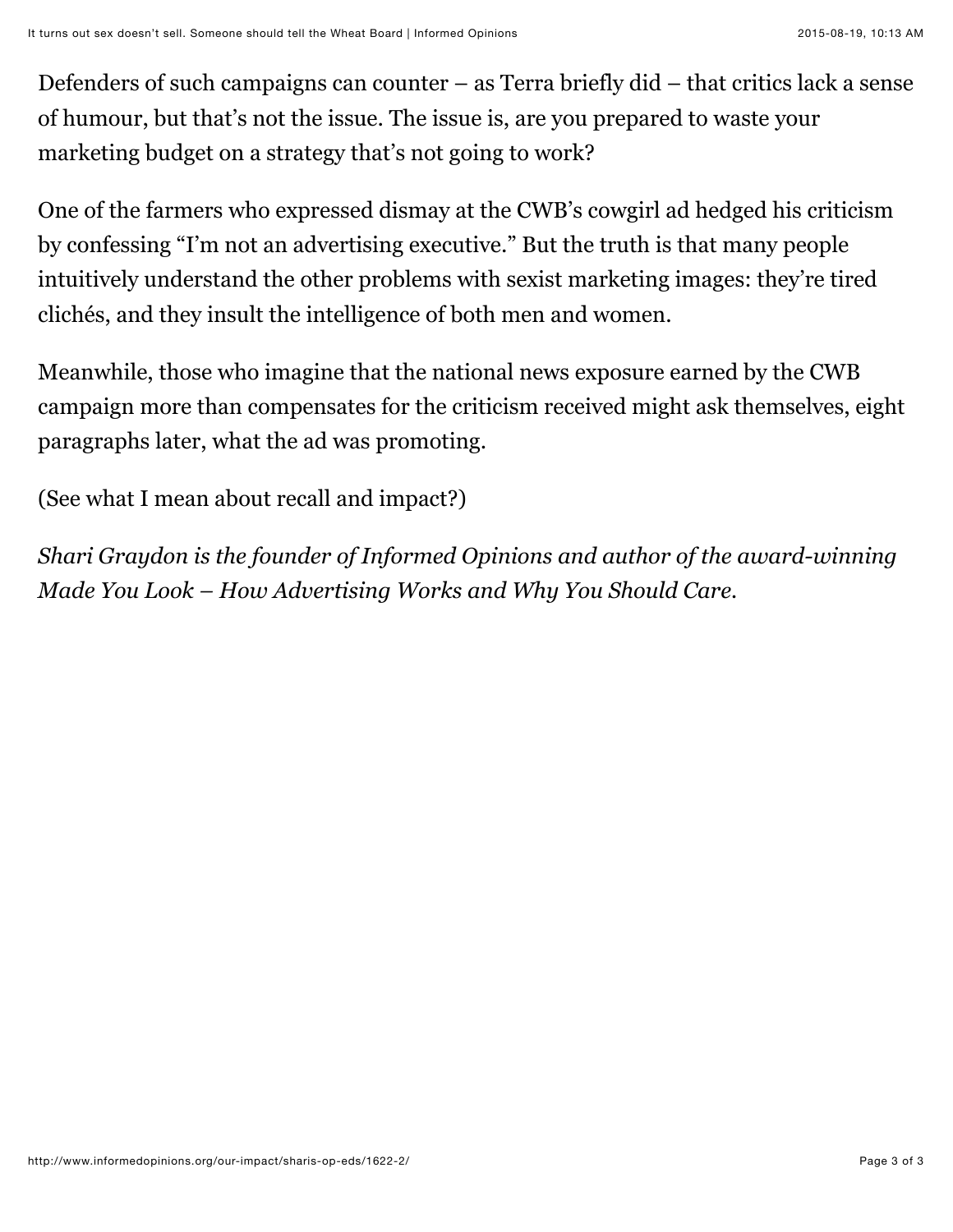Defenders of such campaigns can counter – as Terra briefly did – that critics lack a sense of humour, but that's not the issue. The issue is, are you prepared to waste your marketing budget on a strategy that's not going to work?

One of the farmers who expressed dismay at the CWB's cowgirl ad hedged his criticism by confessing "I'm not an advertising executive." But the truth is that many people intuitively understand the other problems with sexist marketing images: they're tired clichés, and they insult the intelligence of both men and women.

Meanwhile, those who imagine that the national news exposure earned by the CWB campaign more than compensates for the criticism received might ask themselves, eight paragraphs later, what the ad was promoting.

(See what I mean about recall and impact?)

*Shari Graydon is the founder of Informed Opinions and author of the award-winning Made You Look – How Advertising Works and Why You Should Care.*